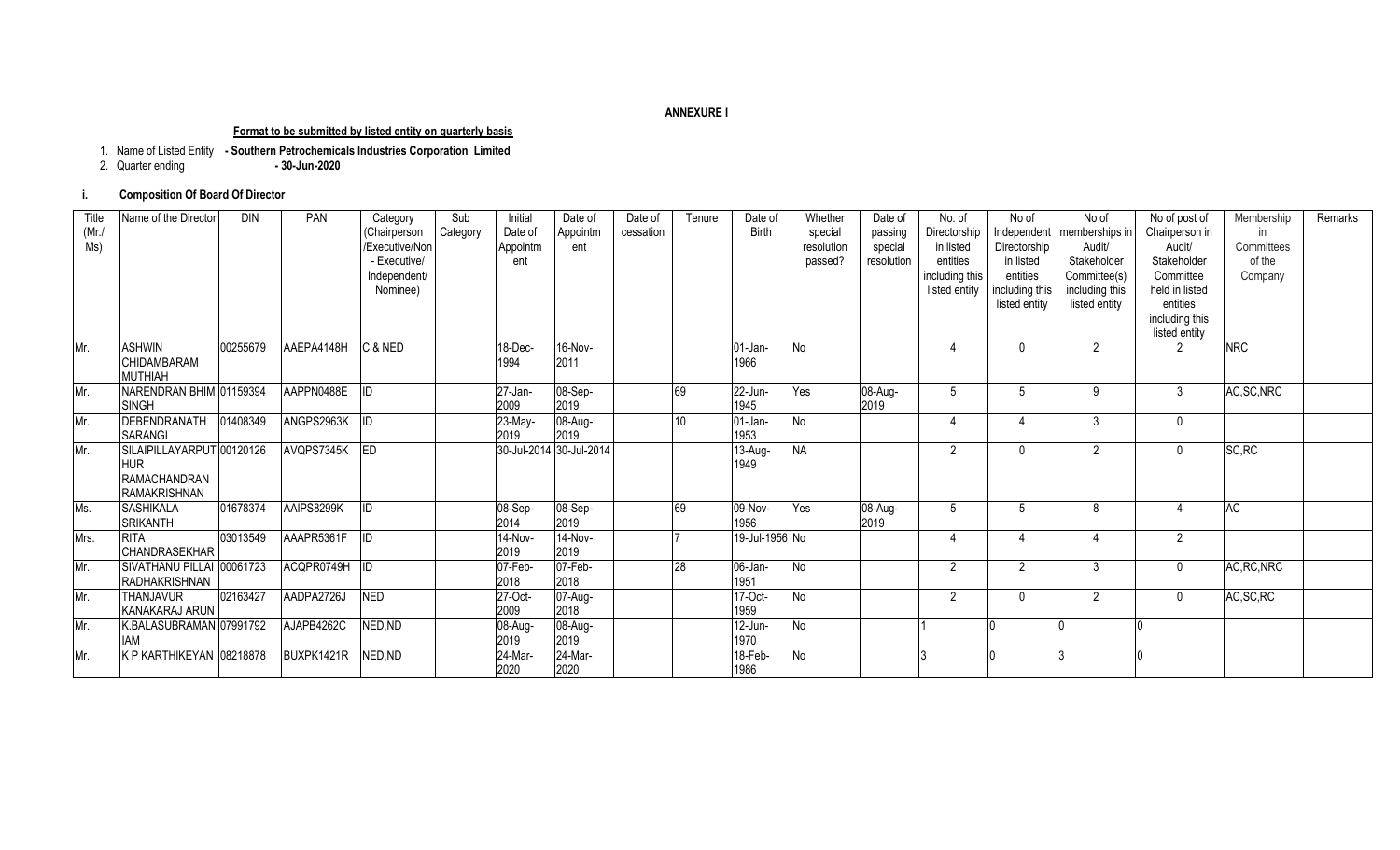**ANNEXURE I**

**Format to be submitted by listed entity on quarterly basis**

1. Name of Listed Entity **- Southern Petrochemicals Industries Corporation Limited**
2. Quarter ending **- 30-Jun-2020**

**i. Composition Of Board Of Director**

| Title (Mr./ Ms) | Name of the Director | DIN | PAN | Category (Chairperson /Executive/Non - Executive/ Independent/ Nominee) | Sub Category | Initial Date of Appointment | Date of Appointment | Date of cessation | Tenure | Date of Birth | Whether special resolution passed? | Date of passing special resolution | No. of Directorship in listed entities including this listed entity | No of Independent Directorship in listed entities including this listed entity | No of memberships in Audit/ Stakeholder Committee(s) including this listed entity | No of post of Chairperson in Audit/ Stakeholder Committee held in listed entities including this listed entity | Membership in Committees of the Company | Remarks |
|---|---|---|---|---|---|---|---|---|---|---|---|---|---|---|---|---|---|---|
| Mr. | ASHWIN CHIDAMBARAM MUTHIAH | 00255679 | AAEPA4148H | C & NED | | 18-Dec-1994 | 16-Nov-2011 | | | 01-Jan-1966 | No | | 4 | 0 | 2 | 2 | NRC | |
| Mr. | NARENDRAN BHIM SINGH | 01159394 | AAPPN0488E | ID | | 27-Jan-2009 | 08-Sep-2019 | | 69 | 22-Jun-1945 | Yes | 08-Aug-2019 | 5 | 5 | 9 | 3 | AC,SC,NRC | |
| Mr. | DEBENDRANATH SARANGI | 01408349 | ANGPS2963K | ID | | 23-May-2019 | 08-Aug-2019 | | 10 | 01-Jan-1953 | No | | 4 | 4 | 3 | 0 | | |
| Mr. | SILAIPILLAYARPUTHUR RAMACHANDRAN RAMAKRISHNAN | 00120126 | AVQPS7345K | ED | | 30-Jul-2014 | 30-Jul-2014 | | | 13-Aug-1949 | NA | | 2 | 0 | 2 | 0 | SC,RC | |
| Ms. | SASHIKALA SRIKANTH | 01678374 | AAIPS8299K | ID | | 08-Sep-2014 | 08-Sep-2019 | | 69 | 09-Nov-1956 | Yes | 08-Aug-2019 | 5 | 5 | 8 | 4 | AC | |
| Mrs. | RITA CHANDRASEKHAR | 03013549 | AAAPR5361F | ID | | 14-Nov-2019 | 14-Nov-2019 | | 7 | 19-Jul-1956 | No | | 4 | 4 | 4 | 2 | | |
| Mr. | SIVATHANU PILLAI RADHAKRISHNAN | 00061723 | ACQPR0749H | ID | | 07-Feb-2018 | 07-Feb-2018 | | 28 | 06-Jan-1951 | No | | 2 | 2 | 3 | 0 | AC,RC,NRC | |
| Mr. | THANJAVUR KANAKARAJ ARUN | 02163427 | AADPA2726J | NED | | 27-Oct-2009 | 07-Aug-2018 | | | 17-Oct-1959 | No | | 2 | 0 | 2 | 0 | AC,SC,RC | |
| Mr. | K.BALASUBRAMANIAM | 07991792 | AJAPB4262C | NED,ND | | 08-Aug-2019 | 08-Aug-2019 | | | 12-Jun-1970 | No | | 1 | 0 | 0 | 0 | | |
| Mr. | K P KARTHIKEYAN | 08218878 | BUXPK1421R | NED,ND | | 24-Mar-2020 | 24-Mar-2020 | | | 18-Feb-1986 | No | | 3 | 0 | 3 | 0 | | |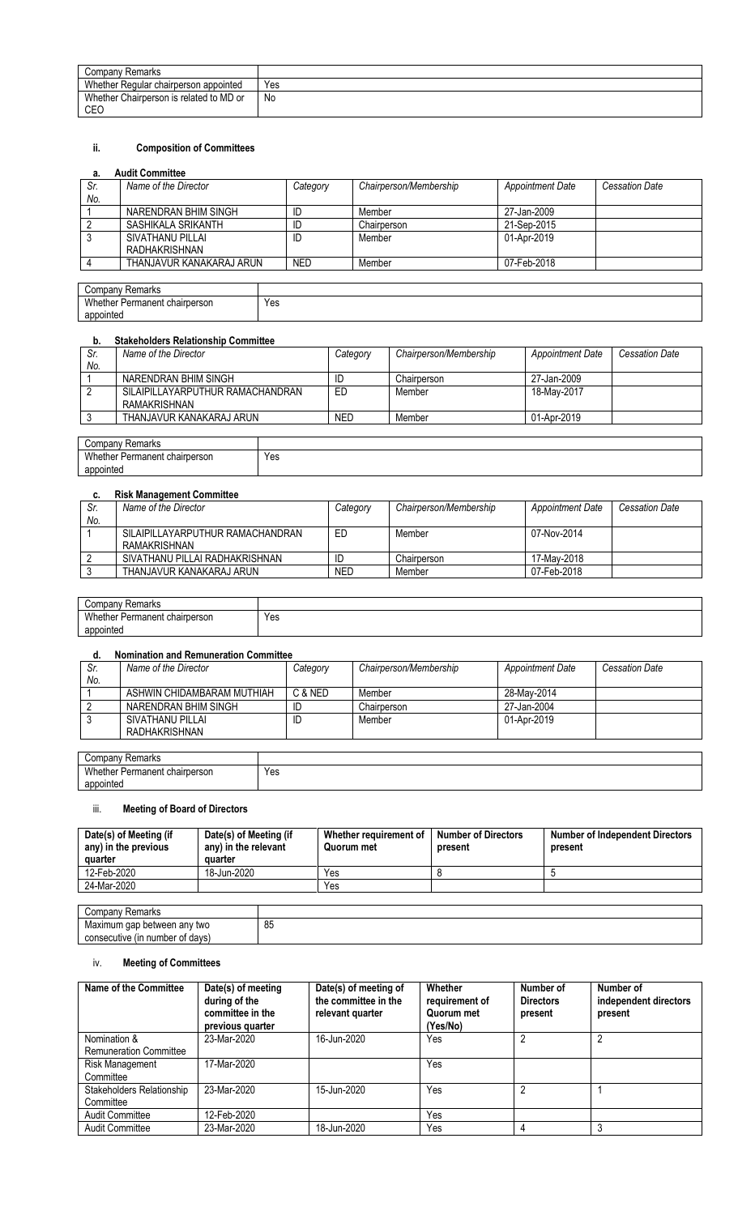| Company Remarks | |
|---|---|
| Whether Regular chairperson appointed | Yes |
| Whether Chairperson is related to MD or CEO | No |

### ii. Composition of Committees

#### a. Audit Committee

| Sr. No. | Name of the Director | Category | Chairperson/Membership | Appointment Date | Cessation Date |
|---|---|---|---|---|---|
| 1 | NARENDRAN BHIM SINGH | ID | Member | 27-Jan-2009 | |
| 2 | SASHIKALA SRIKANTH | ID | Chairperson | 21-Sep-2015 | |
| 3 | SIVATHANU PILLAI RADHAKRISHNAN | ID | Member | 01-Apr-2019 | |
| 4 | THANJAVUR KANAKARAJ ARUN | NED | Member | 07-Feb-2018 | |

| Company Remarks | |
|---|---|
| Whether Permanent chairperson appointed | Yes |

#### b. Stakeholders Relationship Committee

| Sr. No. | Name of the Director | Category | Chairperson/Membership | Appointment Date | Cessation Date |
|---|---|---|---|---|---|
| 1 | NARENDRAN BHIM SINGH | ID | Chairperson | 27-Jan-2009 | |
| 2 | SILAIPILLAYARPUTHUR RAMACHANDRAN RAMAKRISHNAN | ED | Member | 18-May-2017 | |
| 3 | THANJAVUR KANAKARAJ ARUN | NED | Member | 01-Apr-2019 | |

| Company Remarks | |
|---|---|
| Whether Permanent chairperson appointed | Yes |

#### c. Risk Management Committee

| Sr. No. | Name of the Director | Category | Chairperson/Membership | Appointment Date | Cessation Date |
|---|---|---|---|---|---|
| 1 | SILAIPILLAYARPUTHUR RAMACHANDRAN RAMAKRISHNAN | ED | Member | 07-Nov-2014 | |
| 2 | SIVATHANU PILLAI RADHAKRISHNAN | ID | Chairperson | 17-May-2018 | |
| 3 | THANJAVUR KANAKARAJ ARUN | NED | Member | 07-Feb-2018 | |

| Company Remarks | |
|---|---|
| Whether Permanent chairperson appointed | Yes |

#### d. Nomination and Remuneration Committee

| Sr. No. | Name of the Director | Category | Chairperson/Membership | Appointment Date | Cessation Date |
|---|---|---|---|---|---|
| 1 | ASHWIN CHIDAMBARAM MUTHIAH | C & NED | Member | 28-May-2014 | |
| 2 | NARENDRAN BHIM SINGH | ID | Chairperson | 27-Jan-2004 | |
| 3 | SIVATHANU PILLAI RADHAKRISHNAN | ID | Member | 01-Apr-2019 | |

| Company Remarks | |
|---|---|
| Whether Permanent chairperson appointed | Yes |

### iii. Meeting of Board of Directors

| Date(s) of Meeting (if any) in the previous quarter | Date(s) of Meeting (if any) in the relevant quarter | Whether requirement of Quorum met | Number of Directors present | Number of Independent Directors present |
|---|---|---|---|---|
| 12-Feb-2020 | 18-Jun-2020 | Yes | 8 | 5 |
| 24-Mar-2020 | | Yes | | |

| Company Remarks | |
|---|---|
| Maximum gap between any two consecutive (in number of days) | 85 |

### iv. Meeting of Committees

| Name of the Committee | Date(s) of meeting during of the committee in the previous quarter | Date(s) of meeting of the committee in the relevant quarter | Whether requirement of Quorum met (Yes/No) | Number of Directors present | Number of independent directors present |
|---|---|---|---|---|---|
| Nomination & Remuneration Committee | 23-Mar-2020 | 16-Jun-2020 | Yes | 2 | 2 |
| Risk Management Committee | 17-Mar-2020 | | Yes | | |
| Stakeholders Relationship Committee | 23-Mar-2020 | 15-Jun-2020 | Yes | 2 | 1 |
| Audit Committee | 12-Feb-2020 | | Yes | | |
| Audit Committee | 23-Mar-2020 | 18-Jun-2020 | Yes | 4 | 3 |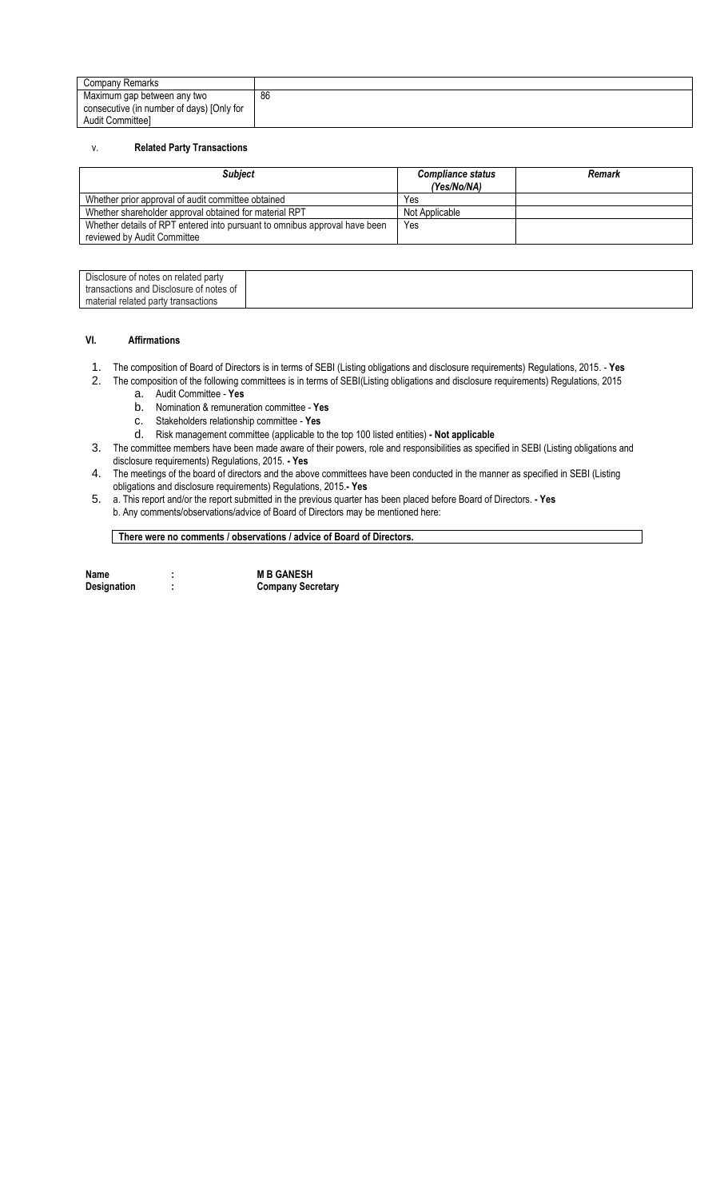| | |
|---|---|
| Company Remarks | |
| Maximum gap between any two consecutive (in number of days) [Only for Audit Committee] | 86 |

### v. Related Party Transactions

| *Subject* | *Compliance status (Yes/No/NA)* | *Remark* |
|---|---|---|
| Whether prior approval of audit committee obtained | Yes | |
| Whether shareholder approval obtained for material RPT | Not Applicable | |
| Whether details of RPT entered into pursuant to omnibus approval have been reviewed by Audit Committee | Yes | |

| | |
|---|---|
| Disclosure of notes on related party transactions and Disclosure of notes of material related party transactions | |

### VI. Affirmations

1. The composition of Board of Directors is in terms of SEBI (Listing obligations and disclosure requirements) Regulations, 2015. - **Yes**
2. The composition of the following committees is in terms of SEBI(Listing obligations and disclosure requirements) Regulations, 2015
   a. Audit Committee - **Yes**
   b. Nomination & remuneration committee - **Yes**
   c. Stakeholders relationship committee - **Yes**
   d. Risk management committee (applicable to the top 100 listed entities) **- Not applicable**
3. The committee members have been made aware of their powers, role and responsibilities as specified in SEBI (Listing obligations and disclosure requirements) Regulations, 2015. **- Yes**
4. The meetings of the board of directors and the above committees have been conducted in the manner as specified in SEBI (Listing obligations and disclosure requirements) Regulations, 2015.**- Yes**
5. a. This report and/or the report submitted in the previous quarter has been placed before Board of Directors. **- Yes**
   b. Any comments/observations/advice of Board of Directors may be mentioned here:

**There were no comments / observations / advice of Board of Directors.**

**Name** : **M B GANESH**
**Designation** : **Company Secretary**